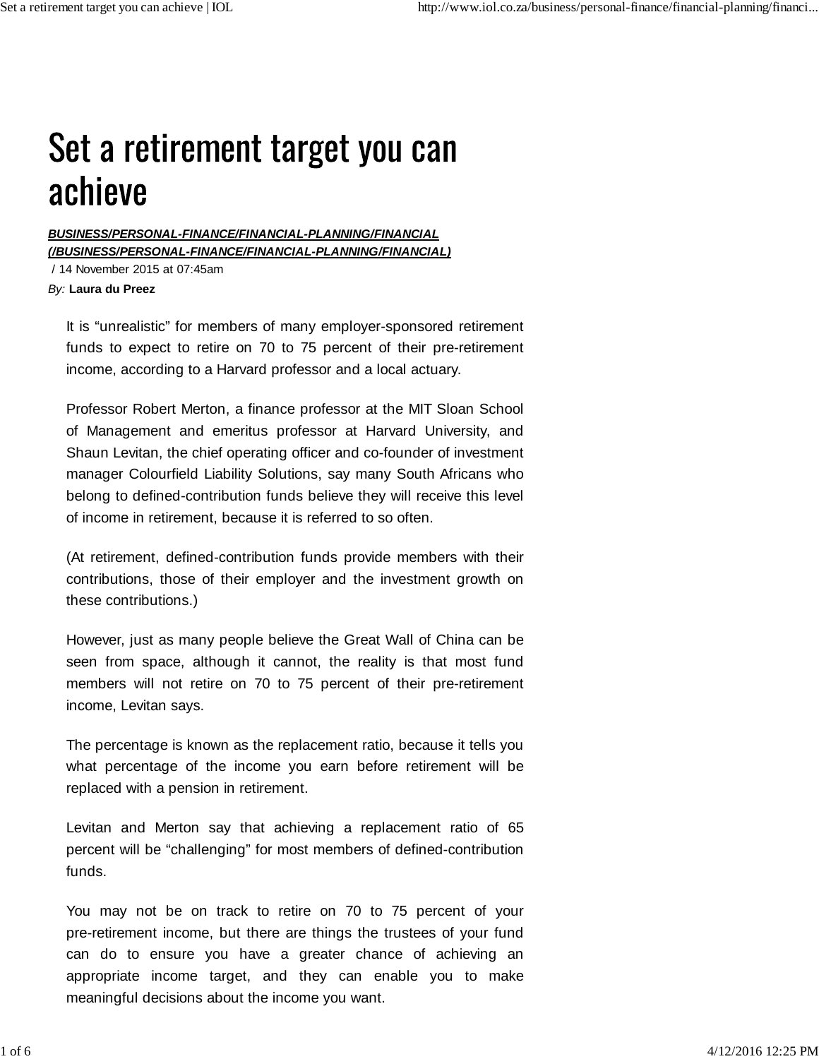# Set a retirement target you can achieve

***BUSINESS/PERSONAL-FINANCE/FINANCIAL-PLANNING/FINANCIAL (/BUSINESS/PERSONAL-FINANCE/FINANCIAL-PLANNING/FINANCIAL)*** / 14 November 2015 at 07:45am

*By:* **Laura du Preez**

It is "unrealistic" for members of many employer-sponsored retirement funds to expect to retire on 70 to 75 percent of their pre-retirement income, according to a Harvard professor and a local actuary.

Professor Robert Merton, a finance professor at the MIT Sloan School of Management and emeritus professor at Harvard University, and Shaun Levitan, the chief operating officer and co-founder of investment manager Colourfield Liability Solutions, say many South Africans who belong to defined-contribution funds believe they will receive this level of income in retirement, because it is referred to so often.

(At retirement, defined-contribution funds provide members with their contributions, those of their employer and the investment growth on these contributions.)

However, just as many people believe the Great Wall of China can be seen from space, although it cannot, the reality is that most fund members will not retire on 70 to 75 percent of their pre-retirement income, Levitan says.

The percentage is known as the replacement ratio, because it tells you what percentage of the income you earn before retirement will be replaced with a pension in retirement.

Levitan and Merton say that achieving a replacement ratio of 65 percent will be "challenging" for most members of defined-contribution funds.

You may not be on track to retire on 70 to 75 percent of your pre-retirement income, but there are things the trustees of your fund can do to ensure you have a greater chance of achieving an appropriate income target, and they can enable you to make meaningful decisions about the income you want.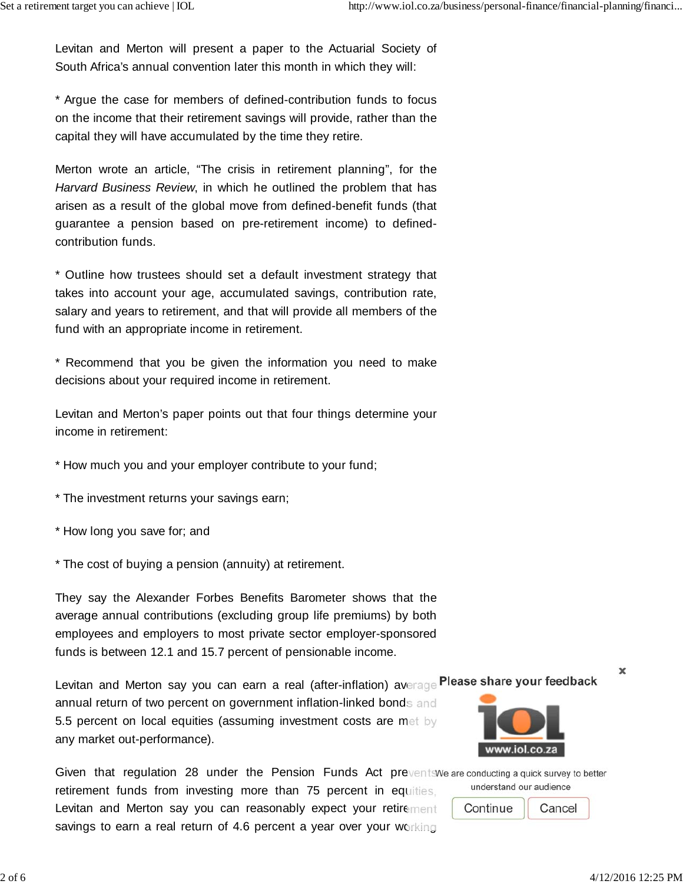Levitan and Merton will present a paper to the Actuarial Society of South Africa's annual convention later this month in which they will:

* Argue the case for members of defined-contribution funds to focus on the income that their retirement savings will provide, rather than the capital they will have accumulated by the time they retire.

Merton wrote an article, "The crisis in retirement planning", for the *Harvard Business Review*, in which he outlined the problem that has arisen as a result of the global move from defined-benefit funds (that guarantee a pension based on pre-retirement income) to defined-contribution funds.

* Outline how trustees should set a default investment strategy that takes into account your age, accumulated savings, contribution rate, salary and years to retirement, and that will provide all members of the fund with an appropriate income in retirement.

* Recommend that you be given the information you need to make decisions about your required income in retirement.

Levitan and Merton's paper points out that four things determine your income in retirement:

* How much you and your employer contribute to your fund;

* The investment returns your savings earn;

* How long you save for; and

* The cost of buying a pension (annuity) at retirement.

They say the Alexander Forbes Benefits Barometer shows that the average annual contributions (excluding group life premiums) by both employees and employers to most private sector employer-sponsored funds is between 12.1 and 15.7 percent of pensionable income.

Levitan and Merton say you can earn a real (after-inflation) average annual return of two percent on government inflation-linked bonds and 5.5 percent on local equities (assuming investment costs are met by any market out-performance).

Given that regulation 28 under the Pension Funds Act prevents retirement funds from investing more than 75 percent in equities, Levitan and Merton say you can reasonably expect your retirement savings to earn a real return of 4.6 percent a year over your working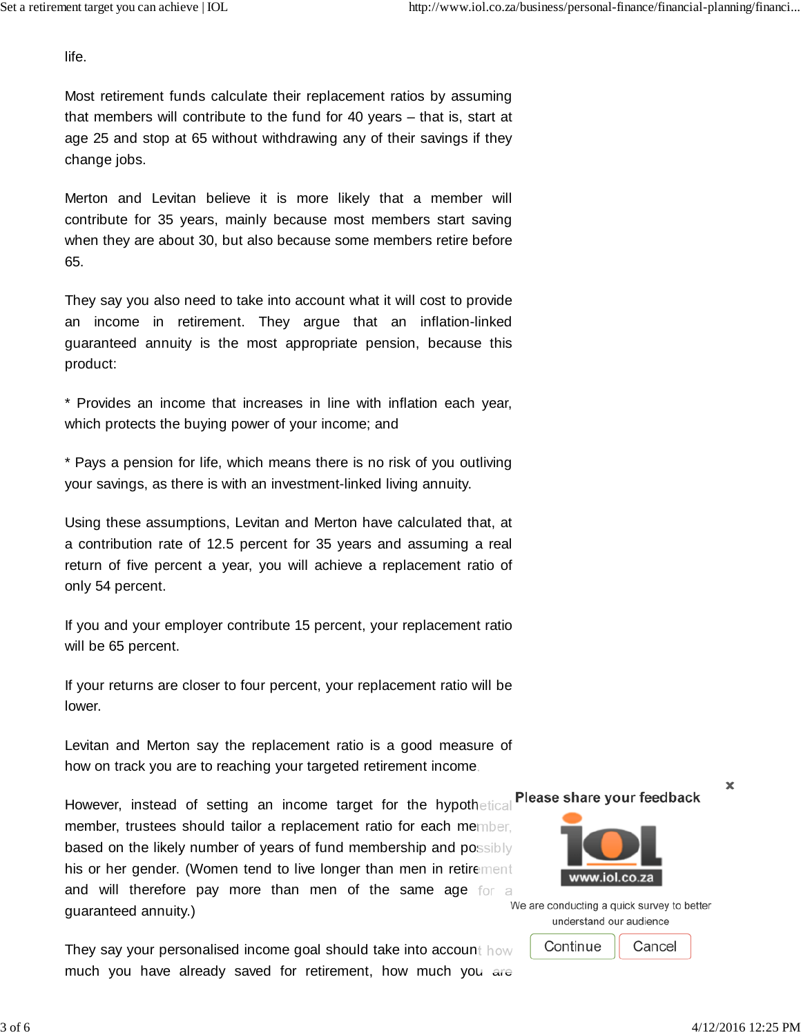life.

Most retirement funds calculate their replacement ratios by assuming that members will contribute to the fund for 40 years – that is, start at age 25 and stop at 65 without withdrawing any of their savings if they change jobs.

Merton and Levitan believe it is more likely that a member will contribute for 35 years, mainly because most members start saving when they are about 30, but also because some members retire before 65.

They say you also need to take into account what it will cost to provide an income in retirement. They argue that an inflation-linked guaranteed annuity is the most appropriate pension, because this product:

* Provides an income that increases in line with inflation each year, which protects the buying power of your income; and

* Pays a pension for life, which means there is no risk of you outliving your savings, as there is with an investment-linked living annuity.

Using these assumptions, Levitan and Merton have calculated that, at a contribution rate of 12.5 percent for 35 years and assuming a real return of five percent a year, you will achieve a replacement ratio of only 54 percent.

If you and your employer contribute 15 percent, your replacement ratio will be 65 percent.

If your returns are closer to four percent, your replacement ratio will be lower.

Levitan and Merton say the replacement ratio is a good measure of how on track you are to reaching your targeted retirement income.

However, instead of setting an income target for the hypothetical member, trustees should tailor a replacement ratio for each member, based on the likely number of years of fund membership and possibly his or her gender. (Women tend to live longer than men in retirement and will therefore pay more than men of the same age for a guaranteed annuity.)

They say your personalised income goal should take into account how much you have already saved for retirement, how much you are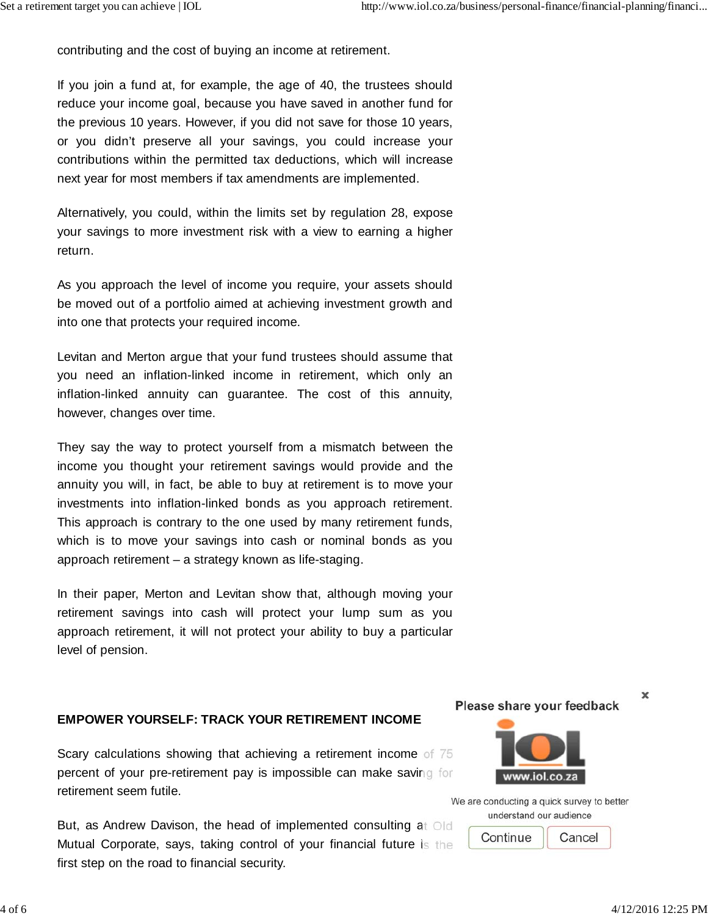contributing and the cost of buying an income at retirement.

If you join a fund at, for example, the age of 40, the trustees should reduce your income goal, because you have saved in another fund for the previous 10 years. However, if you did not save for those 10 years, or you didn't preserve all your savings, you could increase your contributions within the permitted tax deductions, which will increase next year for most members if tax amendments are implemented.

Alternatively, you could, within the limits set by regulation 28, expose your savings to more investment risk with a view to earning a higher return.

As you approach the level of income you require, your assets should be moved out of a portfolio aimed at achieving investment growth and into one that protects your required income.

Levitan and Merton argue that your fund trustees should assume that you need an inflation-linked income in retirement, which only an inflation-linked annuity can guarantee. The cost of this annuity, however, changes over time.

They say the way to protect yourself from a mismatch between the income you thought your retirement savings would provide and the annuity you will, in fact, be able to buy at retirement is to move your investments into inflation-linked bonds as you approach retirement. This approach is contrary to the one used by many retirement funds, which is to move your savings into cash or nominal bonds as you approach retirement – a strategy known as life-staging.

In their paper, Merton and Levitan show that, although moving your retirement savings into cash will protect your lump sum as you approach retirement, it will not protect your ability to buy a particular level of pension.

**EMPOWER YOURSELF: TRACK YOUR RETIREMENT INCOME**

Scary calculations showing that achieving a retirement income of 75 percent of your pre-retirement pay is impossible can make saving for retirement seem futile.

But, as Andrew Davison, the head of implemented consulting at Old Mutual Corporate, says, taking control of your financial future is the first step on the road to financial security.

Please share your feedback

We are conducting a quick survey to better understand our audience

Continue Cancel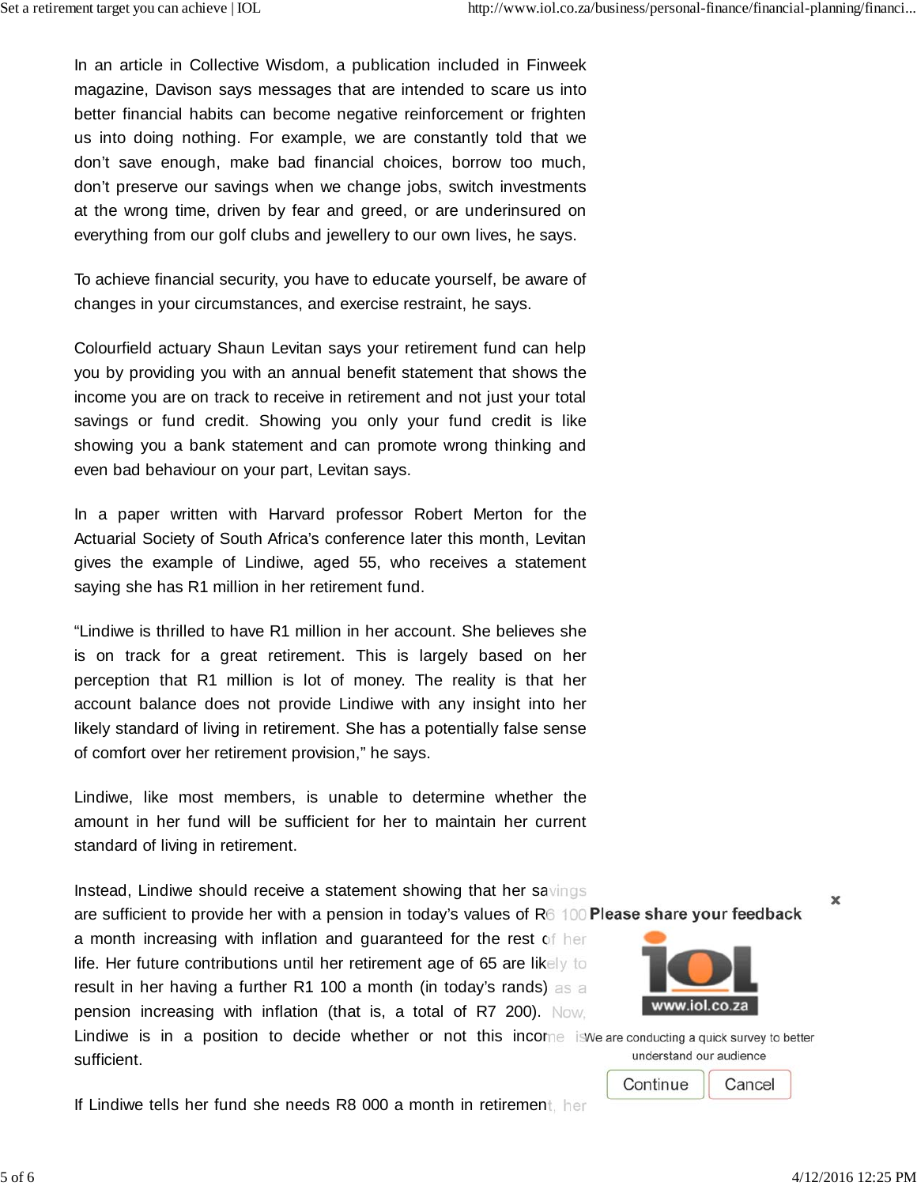In an article in Collective Wisdom, a publication included in Finweek magazine, Davison says messages that are intended to scare us into better financial habits can become negative reinforcement or frighten us into doing nothing. For example, we are constantly told that we don't save enough, make bad financial choices, borrow too much, don't preserve our savings when we change jobs, switch investments at the wrong time, driven by fear and greed, or are underinsured on everything from our golf clubs and jewellery to our own lives, he says.

To achieve financial security, you have to educate yourself, be aware of changes in your circumstances, and exercise restraint, he says.

Colourfield actuary Shaun Levitan says your retirement fund can help you by providing you with an annual benefit statement that shows the income you are on track to receive in retirement and not just your total savings or fund credit. Showing you only your fund credit is like showing you a bank statement and can promote wrong thinking and even bad behaviour on your part, Levitan says.

In a paper written with Harvard professor Robert Merton for the Actuarial Society of South Africa's conference later this month, Levitan gives the example of Lindiwe, aged 55, who receives a statement saying she has R1 million in her retirement fund.

"Lindiwe is thrilled to have R1 million in her account. She believes she is on track for a great retirement. This is largely based on her perception that R1 million is lot of money. The reality is that her account balance does not provide Lindiwe with any insight into her likely standard of living in retirement. She has a potentially false sense of comfort over her retirement provision," he says.

Lindiwe, like most members, is unable to determine whether the amount in her fund will be sufficient for her to maintain her current standard of living in retirement.

Instead, Lindiwe should receive a statement showing that her savings are sufficient to provide her with a pension in today's values of R6 100 a month increasing with inflation and guaranteed for the rest of her life. Her future contributions until her retirement age of 65 are likely to result in her having a further R1 100 a month (in today's rands) as a pension increasing with inflation (that is, a total of R7 200). Now, Lindiwe is in a position to decide whether or not this income is sufficient.

If Lindiwe tells her fund she needs R8 000 a month in retirement, her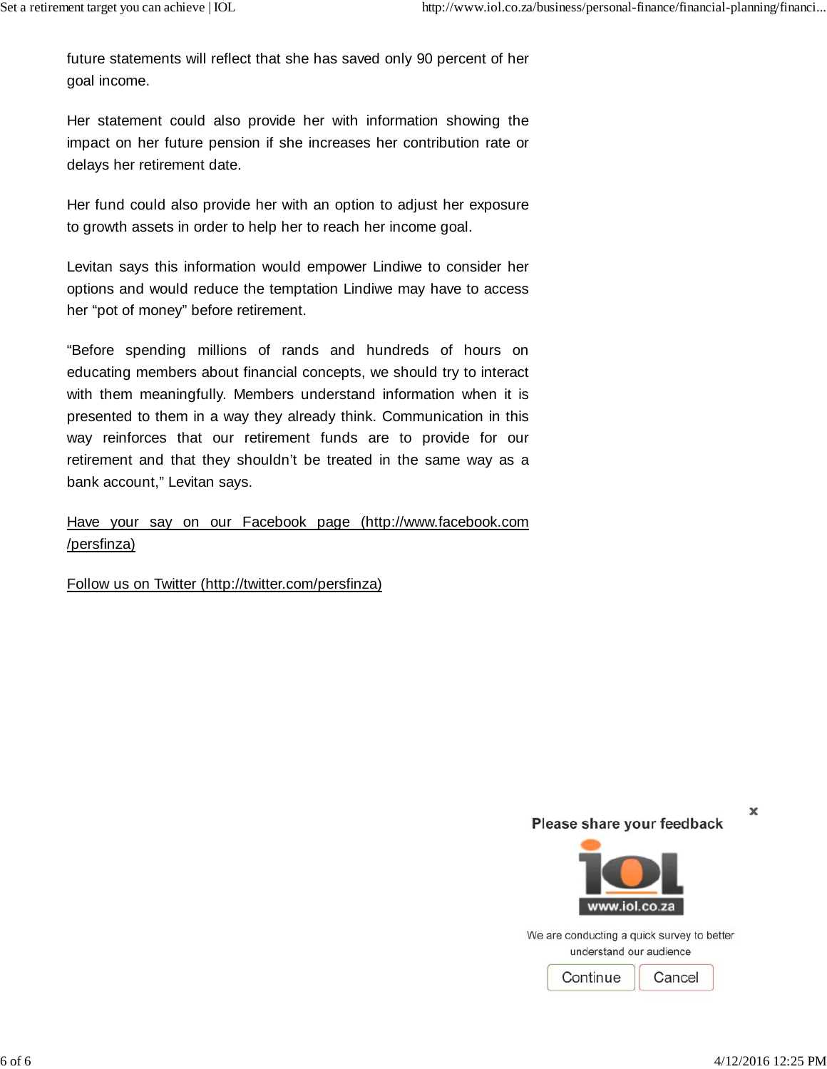future statements will reflect that she has saved only 90 percent of her goal income.

Her statement could also provide her with information showing the impact on her future pension if she increases her contribution rate or delays her retirement date.

Her fund could also provide her with an option to adjust her exposure to growth assets in order to help her to reach her income goal.

Levitan says this information would empower Lindiwe to consider her options and would reduce the temptation Lindiwe may have to access her "pot of money" before retirement.

"Before spending millions of rands and hundreds of hours on educating members about financial concepts, we should try to interact with them meaningfully. Members understand information when it is presented to them in a way they already think. Communication in this way reinforces that our retirement funds are to provide for our retirement and that they shouldn't be treated in the same way as a bank account," Levitan says.

Have your say on our Facebook page (http://www.facebook.com/persfinza)

Follow us on Twitter (http://twitter.com/persfinza)

Please share your feedback

www.iol.co.za

We are conducting a quick survey to better understand our audience

Continue | Cancel